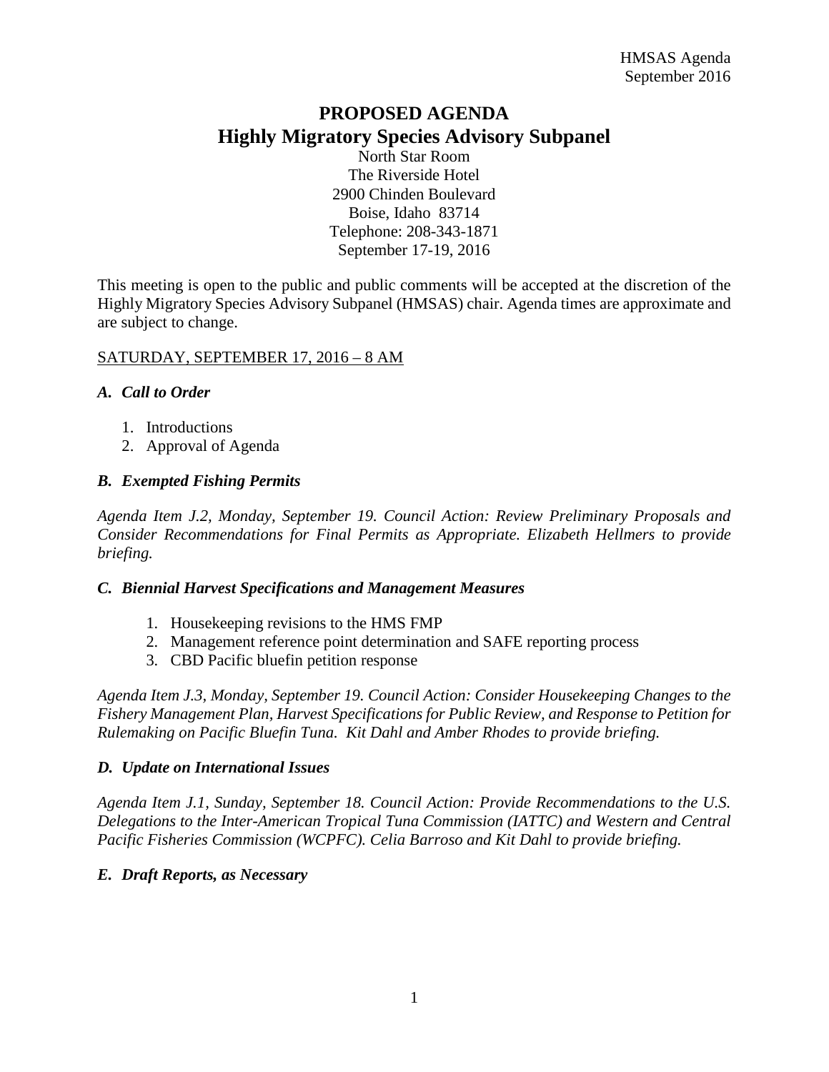# PROPOSED AGENDA
## Highly Migratory Species Advisory Subpanel

North Star Room
The Riverside Hotel
2900 Chinden Boulevard
Boise, Idaho 83714
Telephone: 208-343-1871
September 17-19, 2016

This meeting is open to the public and public comments will be accepted at the discretion of the Highly Migratory Species Advisory Subpanel (HMSAS) chair. Agenda times are approximate and are subject to change.

<u>SATURDAY, SEPTEMBER 17, 2016 – 8 AM</u>

### *A. Call to Order*

1. Introductions
2. Approval of Agenda

### *B. Exempted Fishing Permits*

*Agenda Item J.2, Monday, September 19. Council Action: Review Preliminary Proposals and Consider Recommendations for Final Permits as Appropriate. Elizabeth Hellmers to provide briefing.*

### *C. Biennial Harvest Specifications and Management Measures*

1. Housekeeping revisions to the HMS FMP
2. Management reference point determination and SAFE reporting process
3. CBD Pacific bluefin petition response

*Agenda Item J.3, Monday, September 19. Council Action: Consider Housekeeping Changes to the Fishery Management Plan, Harvest Specifications for Public Review, and Response to Petition for Rulemaking on Pacific Bluefin Tuna. Kit Dahl and Amber Rhodes to provide briefing.*

### *D. Update on International Issues*

*Agenda Item J.1, Sunday, September 18. Council Action: Provide Recommendations to the U.S. Delegations to the Inter-American Tropical Tuna Commission (IATTC) and Western and Central Pacific Fisheries Commission (WCPFC). Celia Barroso and Kit Dahl to provide briefing.*

### *E. Draft Reports, as Necessary*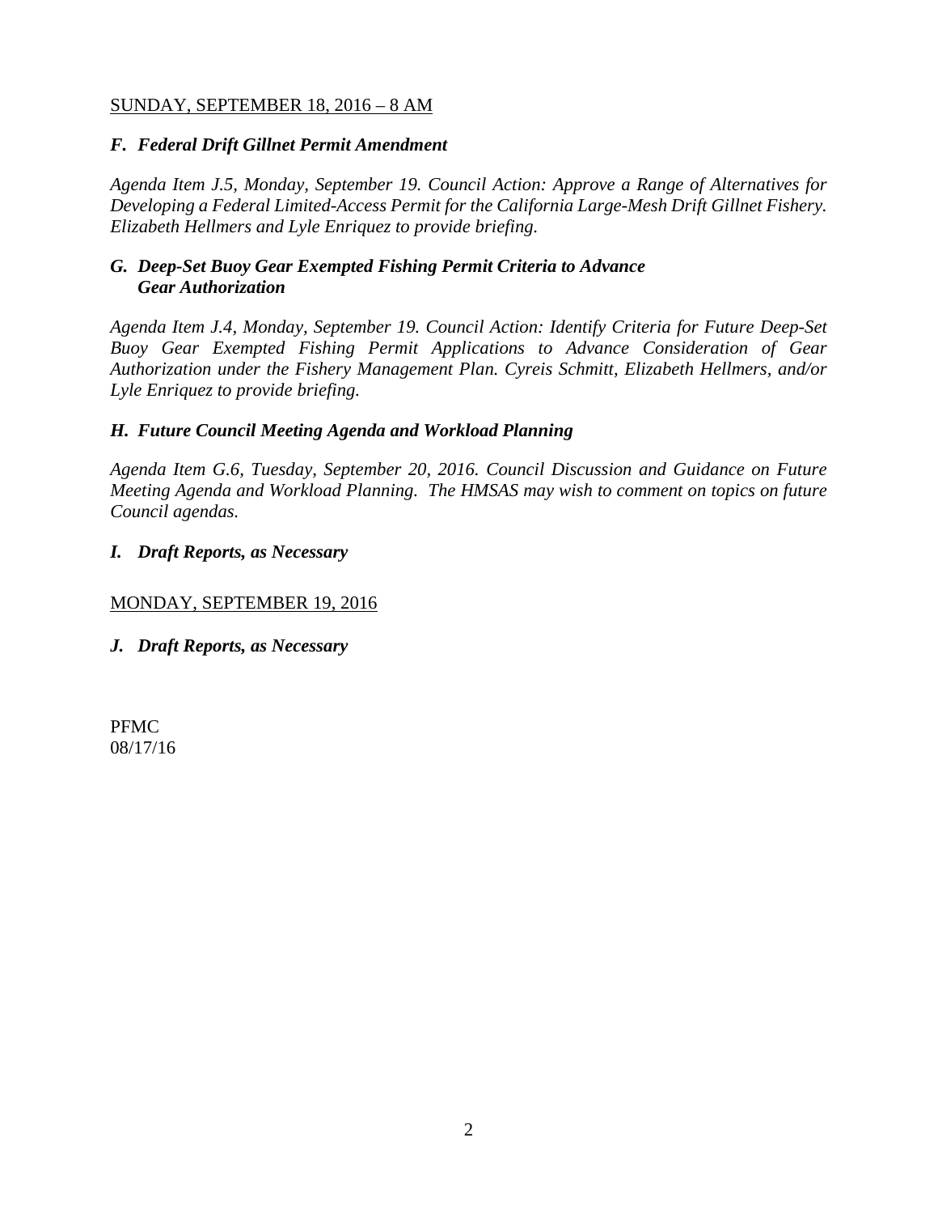SUNDAY, SEPTEMBER 18, 2016 – 8 AM

### *F. Federal Drift Gillnet Permit Amendment*

*Agenda Item J.5, Monday, September 19. Council Action: Approve a Range of Alternatives for Developing a Federal Limited-Access Permit for the California Large-Mesh Drift Gillnet Fishery. Elizabeth Hellmers and Lyle Enriquez to provide briefing.*

### *G. Deep-Set Buoy Gear Exempted Fishing Permit Criteria to Advance Gear Authorization*

*Agenda Item J.4, Monday, September 19. Council Action: Identify Criteria for Future Deep-Set Buoy Gear Exempted Fishing Permit Applications to Advance Consideration of Gear Authorization under the Fishery Management Plan. Cyreis Schmitt, Elizabeth Hellmers, and/or Lyle Enriquez to provide briefing.*

### *H. Future Council Meeting Agenda and Workload Planning*

*Agenda Item G.6, Tuesday, September 20, 2016. Council Discussion and Guidance on Future Meeting Agenda and Workload Planning. The HMSAS may wish to comment on topics on future Council agendas.*

### *I. Draft Reports, as Necessary*

MONDAY, SEPTEMBER 19, 2016

### *J. Draft Reports, as Necessary*

PFMC
08/17/16